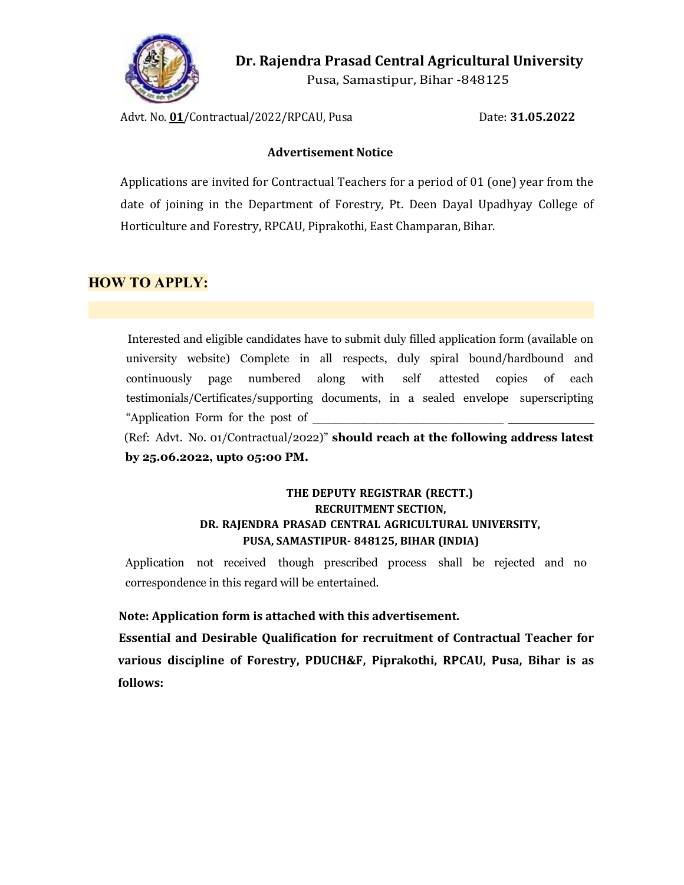# Dr. Rajendra Prasad Central Agricultural University

Pusa, Samastipur, Bihar -848125

Advt. No. **01**/Contractual/2022/RPCAU, Pusa Date: **31.05.2022**

**Advertisement Notice**

Applications are invited for Contractual Teachers for a period of 01 (one) year from the date of joining in the Department of Forestry, Pt. Deen Dayal Upadhyay College of Horticulture and Forestry, RPCAU, Piprakothi, East Champaran, Bihar.

## HOW TO APPLY:

Interested and eligible candidates have to submit duly filled application form (available on university website) Complete in all respects, duly spiral bound/hardbound and continuously page numbered along with self attested copies of each testimonials/Certificates/supporting documents, in a sealed envelope superscripting "Application Form for the post of ______________________________ (Ref: Advt. No. 01/Contractual/2022)" **should reach at the following address latest by 25.06.2022, upto 05:00 PM.**

**THE DEPUTY REGISTRAR (RECTT.)**
**RECRUITMENT SECTION,**
**DR. RAJENDRA PRASAD CENTRAL AGRICULTURAL UNIVERSITY,**
**PUSA, SAMASTIPUR- 848125, BIHAR (INDIA)**

Application not received though prescribed process shall be rejected and no correspondence in this regard will be entertained.

**Note: Application form is attached with this advertisement.**

**Essential and Desirable Qualification for recruitment of Contractual Teacher for various discipline of Forestry, PDUCH&F, Piprakothi, RPCAU, Pusa, Bihar is as follows:**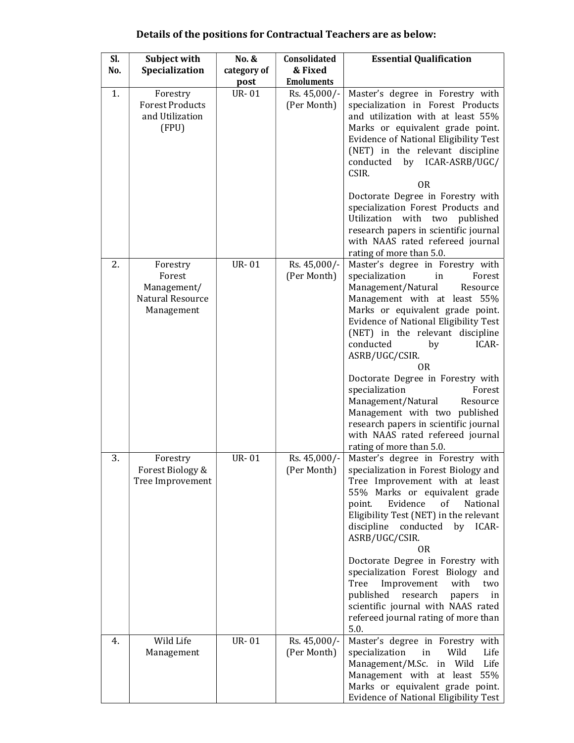## Details of the positions for Contractual Teachers are as below:

| Sl. No. | Subject with Specialization | No. & category of post | Consolidated & Fixed Emoluments | Essential Qualification |
|---|---|---|---|---|
| 1. | Forestry Forest Products and Utilization (FPU) | UR- 01 | Rs. 45,000/- (Per Month) | Master's degree in Forestry with specialization in Forest Products and utilization with at least 55% Marks or equivalent grade point. Evidence of National Eligibility Test (NET) in the relevant discipline conducted by ICAR-ASRB/UGC/ CSIR. OR Doctorate Degree in Forestry with specialization Forest Products and Utilization with two published research papers in scientific journal with NAAS rated refereed journal rating of more than 5.0. |
| 2. | Forestry Forest Management/ Natural Resource Management | UR- 01 | Rs. 45,000/- (Per Month) | Master's degree in Forestry with specialization in Forest Management/Natural Resource Management with at least 55% Marks or equivalent grade point. Evidence of National Eligibility Test (NET) in the relevant discipline conducted by ICAR-ASRB/UGC/CSIR. OR Doctorate Degree in Forestry with specialization Forest Management/Natural Resource Management with two published research papers in scientific journal with NAAS rated refereed journal rating of more than 5.0. |
| 3. | Forestry Forest Biology & Tree Improvement | UR- 01 | Rs. 45,000/- (Per Month) | Master's degree in Forestry with specialization in Forest Biology and Tree Improvement with at least 55% Marks or equivalent grade point. Evidence of National Eligibility Test (NET) in the relevant discipline conducted by ICAR-ASRB/UGC/CSIR. OR Doctorate Degree in Forestry with specialization Forest Biology and Tree Improvement with two published research papers in scientific journal with NAAS rated refereed journal rating of more than 5.0. |
| 4. | Wild Life Management | UR- 01 | Rs. 45,000/- (Per Month) | Master's degree in Forestry with specialization in Wild Life Management/M.Sc. in Wild Life Management with at least 55% Marks or equivalent grade point. Evidence of National Eligibility Test |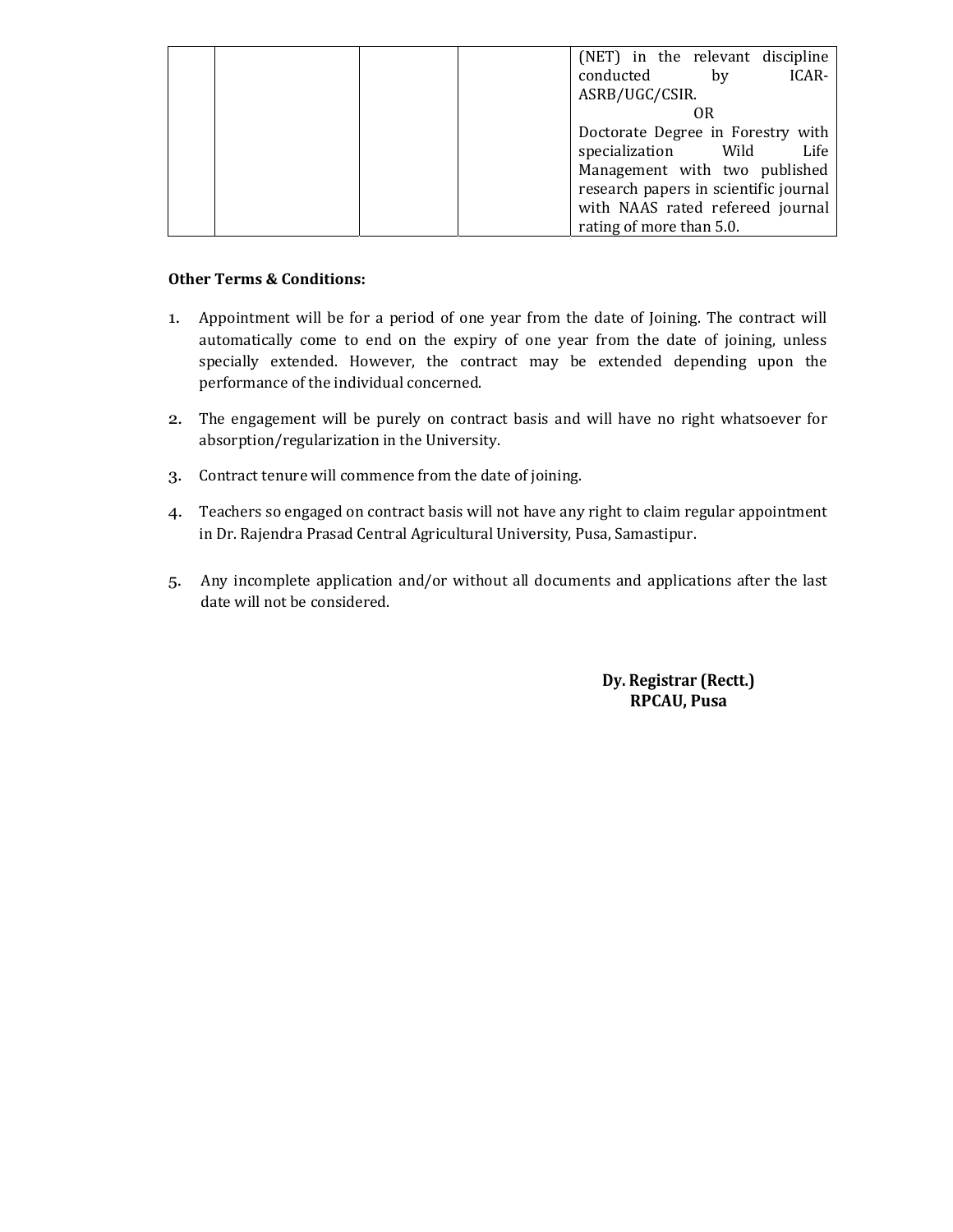| | | | | (NET) in the relevant discipline conducted by ICAR-ASRB/UGC/CSIR.<br>OR<br>Doctorate Degree in Forestry with specialization Wild Life Management with two published research papers in scientific journal with NAAS rated refereed journal rating of more than 5.0. |
|---|---|---|---|---|

**Other Terms & Conditions:**

1. Appointment will be for a period of one year from the date of Joining. The contract will automatically come to end on the expiry of one year from the date of joining, unless specially extended. However, the contract may be extended depending upon the performance of the individual concerned.
2. The engagement will be purely on contract basis and will have no right whatsoever for absorption/regularization in the University.
3. Contract tenure will commence from the date of joining.
4. Teachers so engaged on contract basis will not have any right to claim regular appointment in Dr. Rajendra Prasad Central Agricultural University, Pusa, Samastipur.
5. Any incomplete application and/or without all documents and applications after the last date will not be considered.

**Dy. Registrar (Rectt.)**
**RPCAU, Pusa**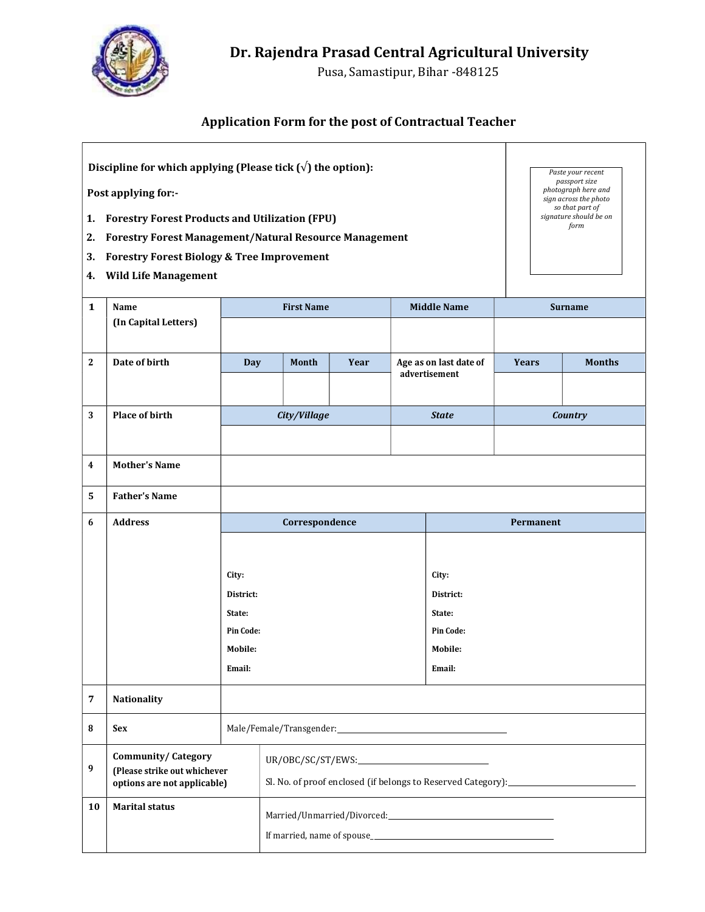# Dr. Rajendra Prasad Central Agricultural University

Pusa, Samastipur, Bihar -848125

## Application Form for the post of Contractual Teacher

**Discipline for which applying (Please tick (√) the option):**

**Post applying for:-**

1. **Forestry Forest Products and Utilization (FPU)**
2. **Forestry Forest Management/Natural Resource Management**
3. **Forestry Forest Biology & Tree Improvement**
4. **Wild Life Management**

*Paste your recent passport size photograph here and sign across the photo so that part of signature should be on form*

| | | | | | | | |
|---|---|---|---|---|---|---|---|
| **1** | **Name (In Capital Letters)** | **First Name** | | **Middle Name** | | **Surname** | |
| | | | | | | | |
| **2** | **Date of birth** | **Day** | **Month** | **Year** | **Age as on last date of advertisement** | **Years** | **Months** |
| | | | | | | | |
| **3** | **Place of birth** | ***City/Village*** | | ***State*** | | ***Country*** | |
| | | | | | | | |
| **4** | **Mother's Name** | | | | | | |
| **5** | **Father's Name** | | | | | | |
| **6** | **Address** | **Correspondence** | | | **Permanent** | | |
| | | **City:**<br>**District:**<br>**State:**<br>**Pin Code:**<br>**Mobile:**<br>**Email:** | | | **City:**<br>**District:**<br>**State:**<br>**Pin Code:**<br>**Mobile:**<br>**Email:** | | |
| **7** | **Nationality** | | | | | | |
| **8** | **Sex** | Male/Female/Transgender:\_\_\_\_\_\_\_\_\_\_\_\_\_\_\_\_\_\_\_\_ | | | | | |
| **9** | **Community/ Category (Please strike out whichever options are not applicable)** | UR/OBC/SC/ST/EWS:\_\_\_\_\_\_\_\_\_\_\_\_\_\_\_\_<br>Sl. No. of proof enclosed (if belongs to Reserved Category):\_\_\_\_\_\_\_\_\_\_\_\_\_\_\_\_ | | | | | |
| **10** | **Marital status** | Married/Unmarried/Divorced:\_\_\_\_\_\_\_\_\_\_\_\_\_\_\_\_\_\_\_\_<br>If married, name of spouse\_\_\_\_\_\_\_\_\_\_\_\_\_\_\_\_\_\_\_\_ | | | | | |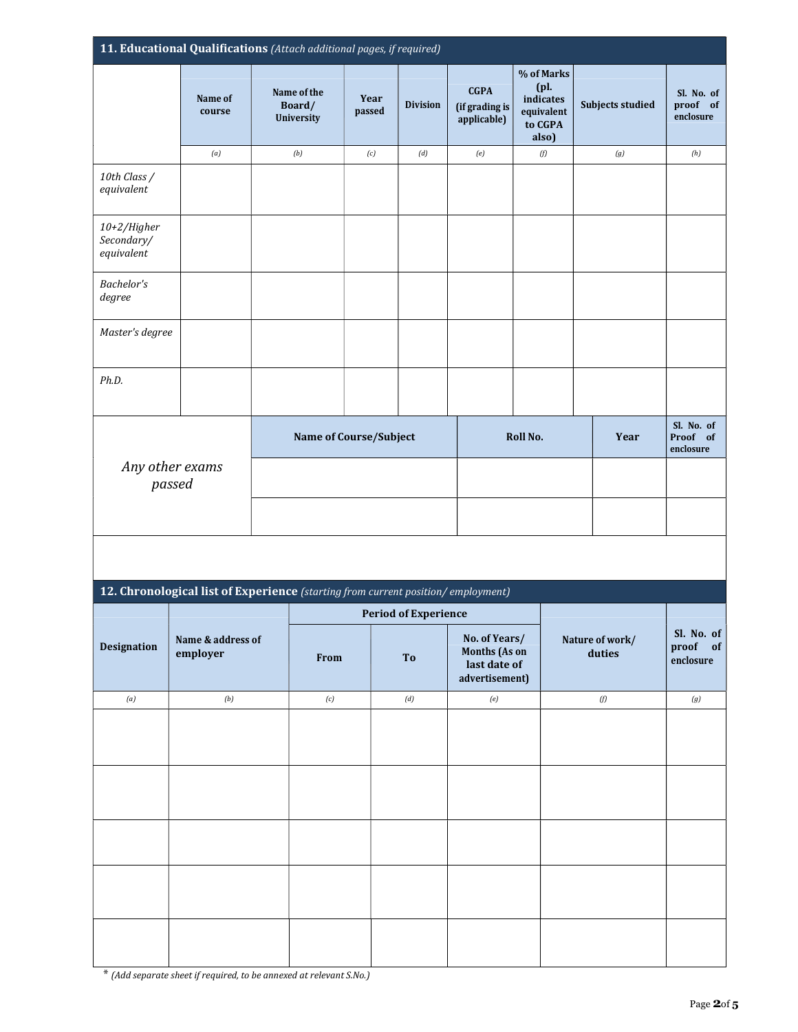## 11. Educational Qualifications *(Attach additional pages, if required)*

| | Name of course | Name of the Board/ University | Year passed | Division | CGPA (if grading is applicable) | % of Marks (pl. indicates equivalent to CGPA also) | Subjects studied | Sl. No. of proof of enclosure |
|---|---|---|---|---|---|---|---|---|
| | *(a)* | *(b)* | *(c)* | *(d)* | *(e)* | *(f)* | *(g)* | *(h)* |
| *10th Class / equivalent* | | | | | | | | |
| *10+2/Higher Secondary/ equivalent* | | | | | | | | |
| *Bachelor's degree* | | | | | | | | |
| *Master's degree* | | | | | | | | |
| *Ph.D.* | | | | | | | | |

| | Name of Course/Subject | Roll No. | Year | Sl. No. of Proof of enclosure |
|---|---|---|---|---|
| *Any other exams passed* | | | | |
| | | | | |

## 12. Chronological list of Experience *(starting from current position/ employment)*

| Designation | Name & address of employer | Period of Experience | | | Nature of work/ duties | Sl. No. of proof of enclosure |
|---|---|---|---|---|---|---|
| | | From | To | No. of Years/ Months (As on last date of advertisement) | | |
| *(a)* | *(b)* | *(c)* | *(d)* | *(e)* | *(f)* | *(g)* |
| | | | | | | |
| | | | | | | |
| | | | | | | |
| | | | | | | |
| | | | | | | |

\* *(Add separate sheet if required, to be annexed at relevant S.No.)*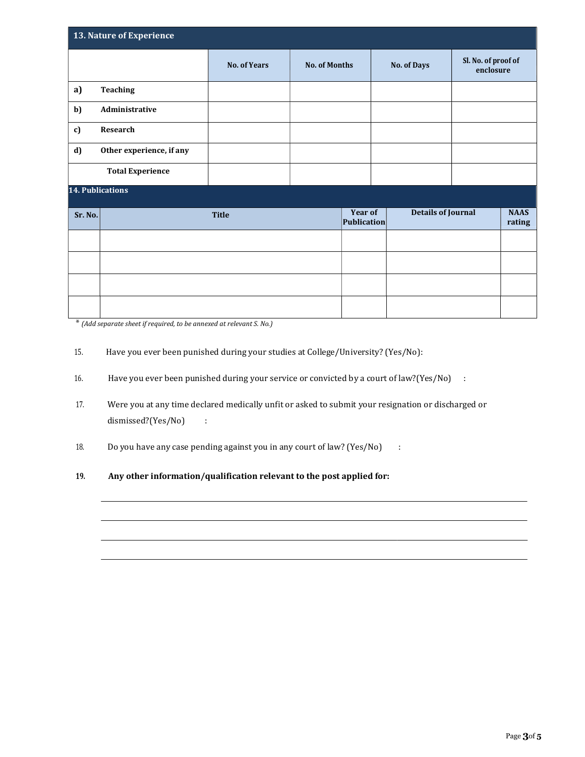## 13. Nature of Experience

| | | No. of Years | No. of Months | No. of Days | Sl. No. of proof of enclosure |
|---|---|---|---|---|---|
| **a)** | **Teaching** | | | | |
| **b)** | **Administrative** | | | | |
| **c)** | **Research** | | | | |
| **d)** | **Other experience, if any** | | | | |
| | **Total Experience** | | | | |

## 14. Publications

| Sr. No. | Title | Year of Publication | Details of Journal | NAAS rating |
|---|---|---|---|---|
| | | | | |
| | | | | |
| | | | | |
| | | | | |

\* *(Add separate sheet if required, to be annexed at relevant S. No.)*

15. Have you ever been punished during your studies at College/University? (Yes/No):

16. Have you ever been punished during your service or convicted by a court of law?(Yes/No) :

17. Were you at any time declared medically unfit or asked to submit your resignation or discharged or dismissed?(Yes/No) :

18. Do you have any case pending against you in any court of law? (Yes/No) :

19. **Any other information/qualification relevant to the post applied for:**

______________________________________________________________________________

______________________________________________________________________________

______________________________________________________________________________

______________________________________________________________________________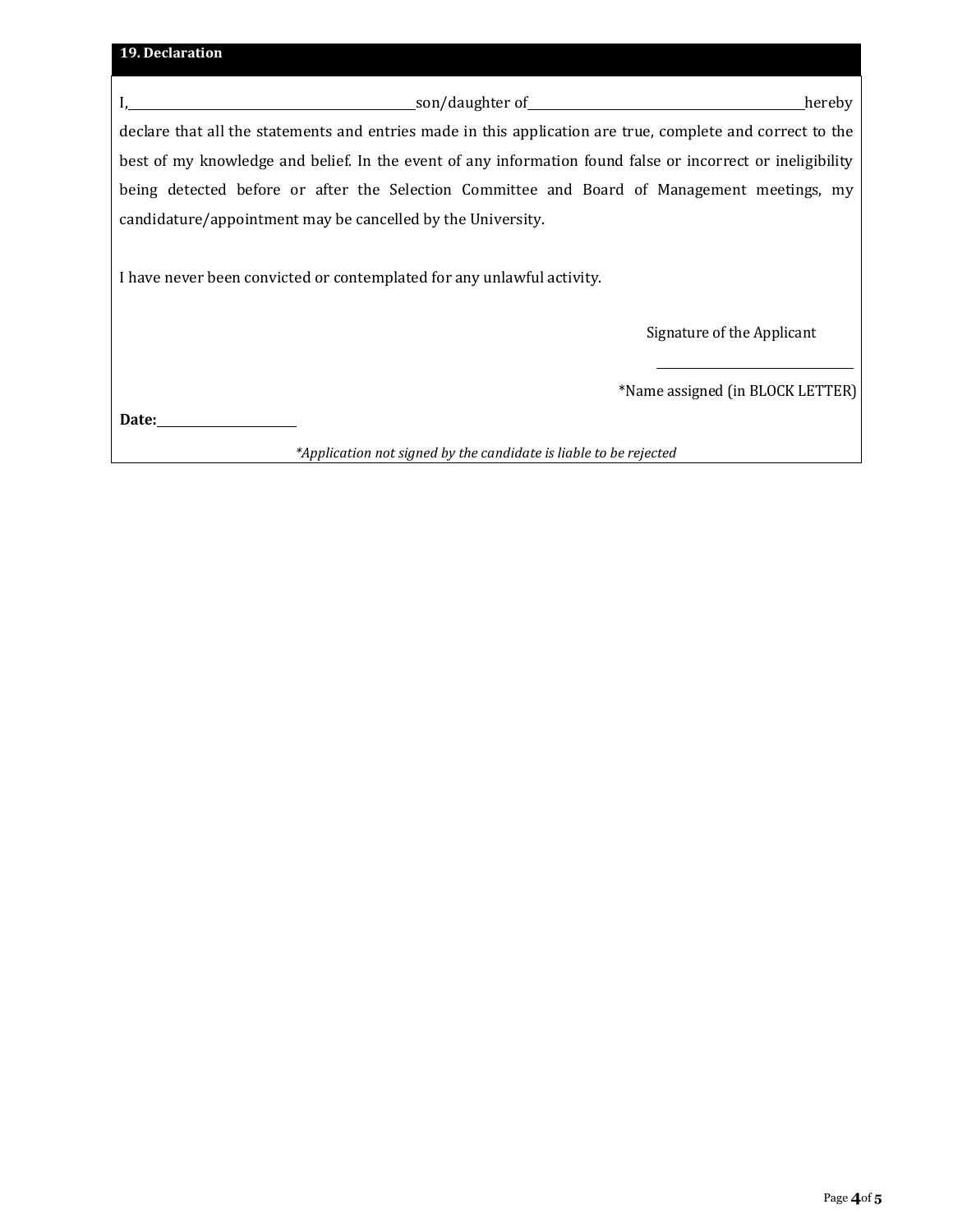## 19. Declaration

I,\_\_\_\_\_\_\_\_\_\_\_\_\_\_\_\_\_\_\_\_\_\_\_\_\_\_\_\_\_\_son/daughter of\_\_\_\_\_\_\_\_\_\_\_\_\_\_\_\_\_\_\_\_\_\_\_\_\_\_\_\_\_\_hereby declare that all the statements and entries made in this application are true, complete and correct to the best of my knowledge and belief. In the event of any information found false or incorrect or ineligibility being detected before or after the Selection Committee and Board of Management meetings, my candidature/appointment may be cancelled by the University.

I have never been convicted or contemplated for any unlawful activity.

Signature of the Applicant

\_\_\_\_\_\_\_\_\_\_\_\_\_\_\_\_\_\_\_\_\_\_\_\_

*Name assigned (in BLOCK LETTER)

**Date:**\_\_\_\_\_\_\_\_\_\_\_\_\_\_\_\_

*\*Application not signed by the candidate is liable to be rejected*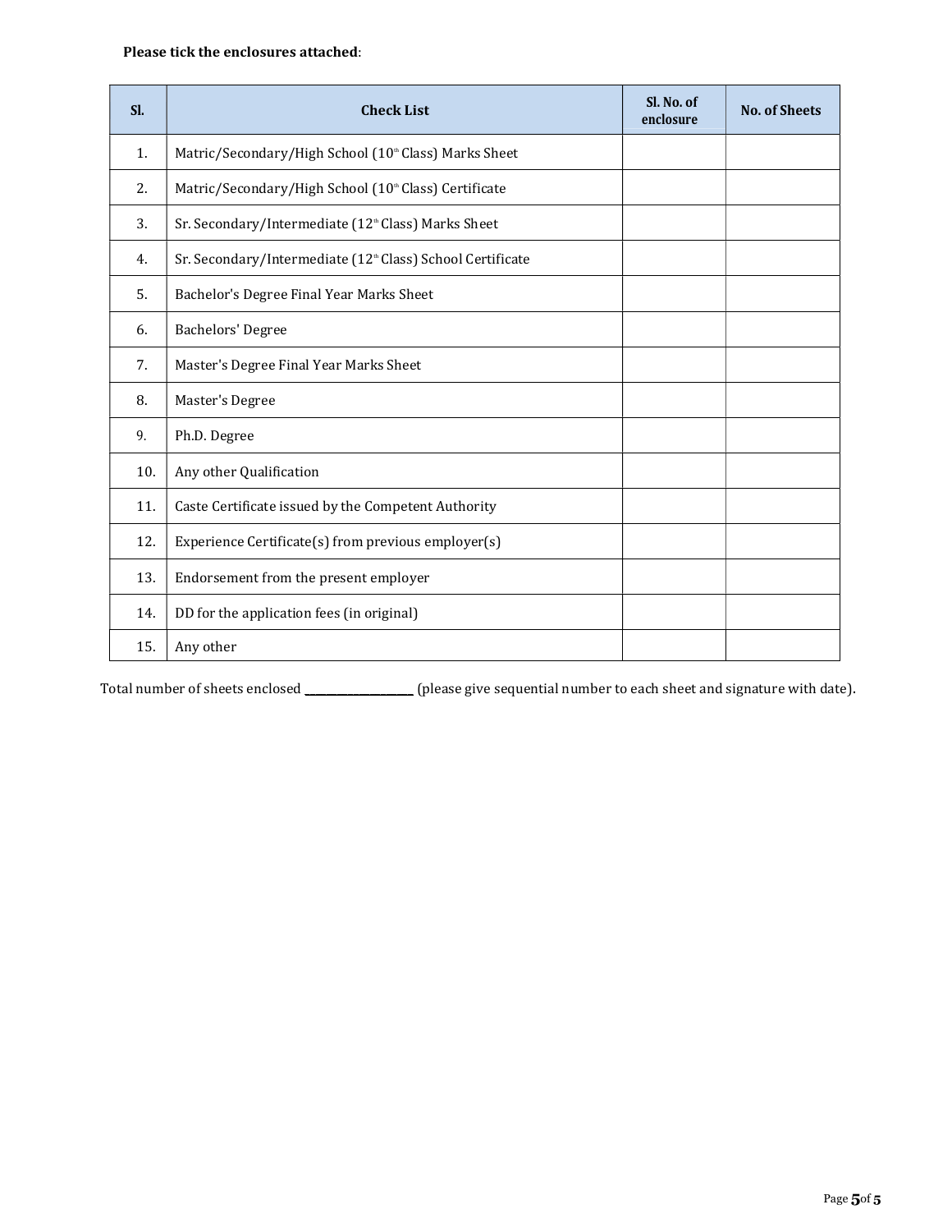**Please tick the enclosures attached**:

| Sl. | Check List | Sl. No. of enclosure | No. of Sheets |
|---|---|---|---|
| 1. | Matric/Secondary/High School (10th Class) Marks Sheet | | |
| 2. | Matric/Secondary/High School (10th Class) Certificate | | |
| 3. | Sr. Secondary/Intermediate (12th Class) Marks Sheet | | |
| 4. | Sr. Secondary/Intermediate (12th Class) School Certificate | | |
| 5. | Bachelor's Degree Final Year Marks Sheet | | |
| 6. | Bachelors' Degree | | |
| 7. | Master's Degree Final Year Marks Sheet | | |
| 8. | Master's Degree | | |
| 9. | Ph.D. Degree | | |
| 10. | Any other Qualification | | |
| 11. | Caste Certificate issued by the Competent Authority | | |
| 12. | Experience Certificate(s) from previous employer(s) | | |
| 13. | Endorsement from the present employer | | |
| 14. | DD for the application fees (in original) | | |
| 15. | Any other | | |

Total number of sheets enclosed ________________ (please give sequential number to each sheet and signature with date).